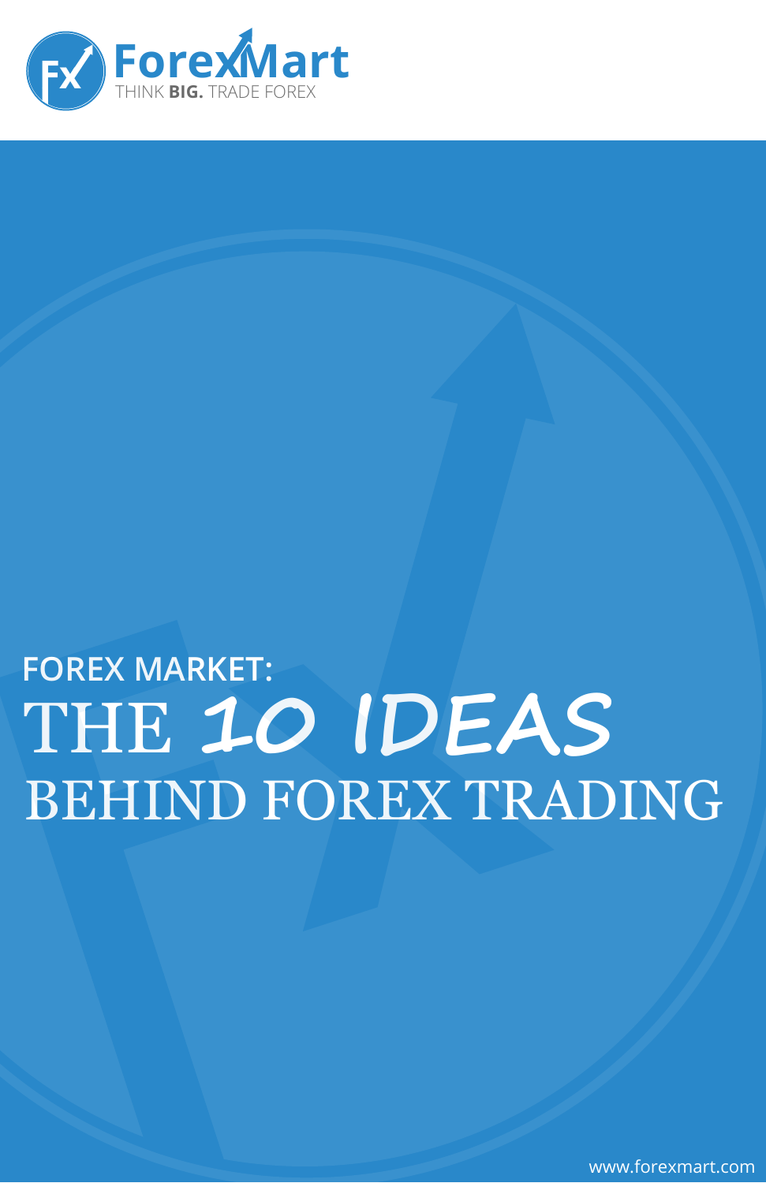ForexMart

THINK **BIG.** TRADE FOREX

FOREX MARKET:

# THE 10 IDEAS BEHIND FOREX TRADING

www.forexmart.com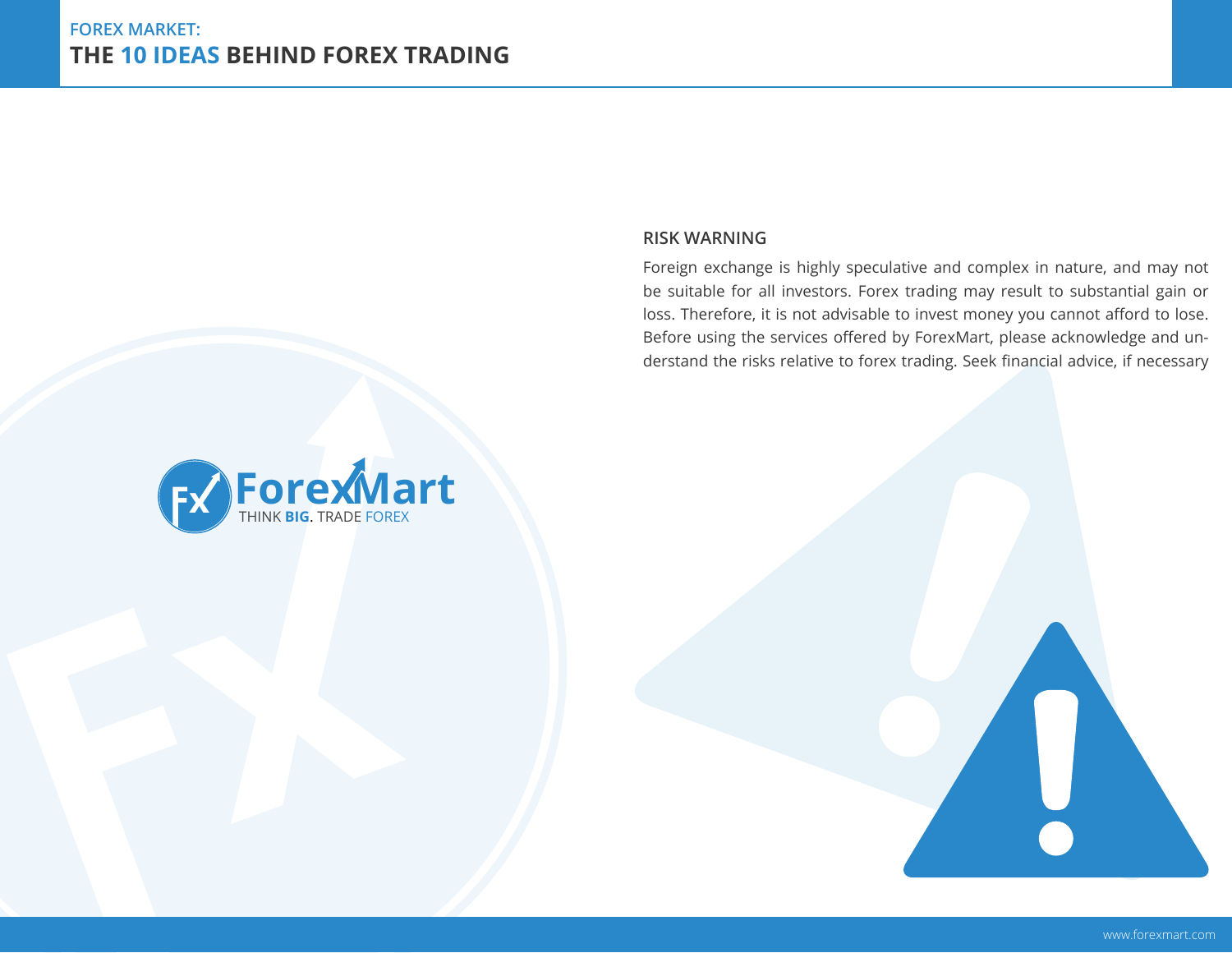## RISK WARNING

Foreign exchange is highly speculative and complex in nature, and may not be suitable for all investors. Forex trading may result to substantial gain or loss. Therefore, it is not advisable to invest money you cannot afford to lose. Before using the services offered by ForexMart, please acknowledge and understand the risks relative to forex trading. Seek financial advice, if necessary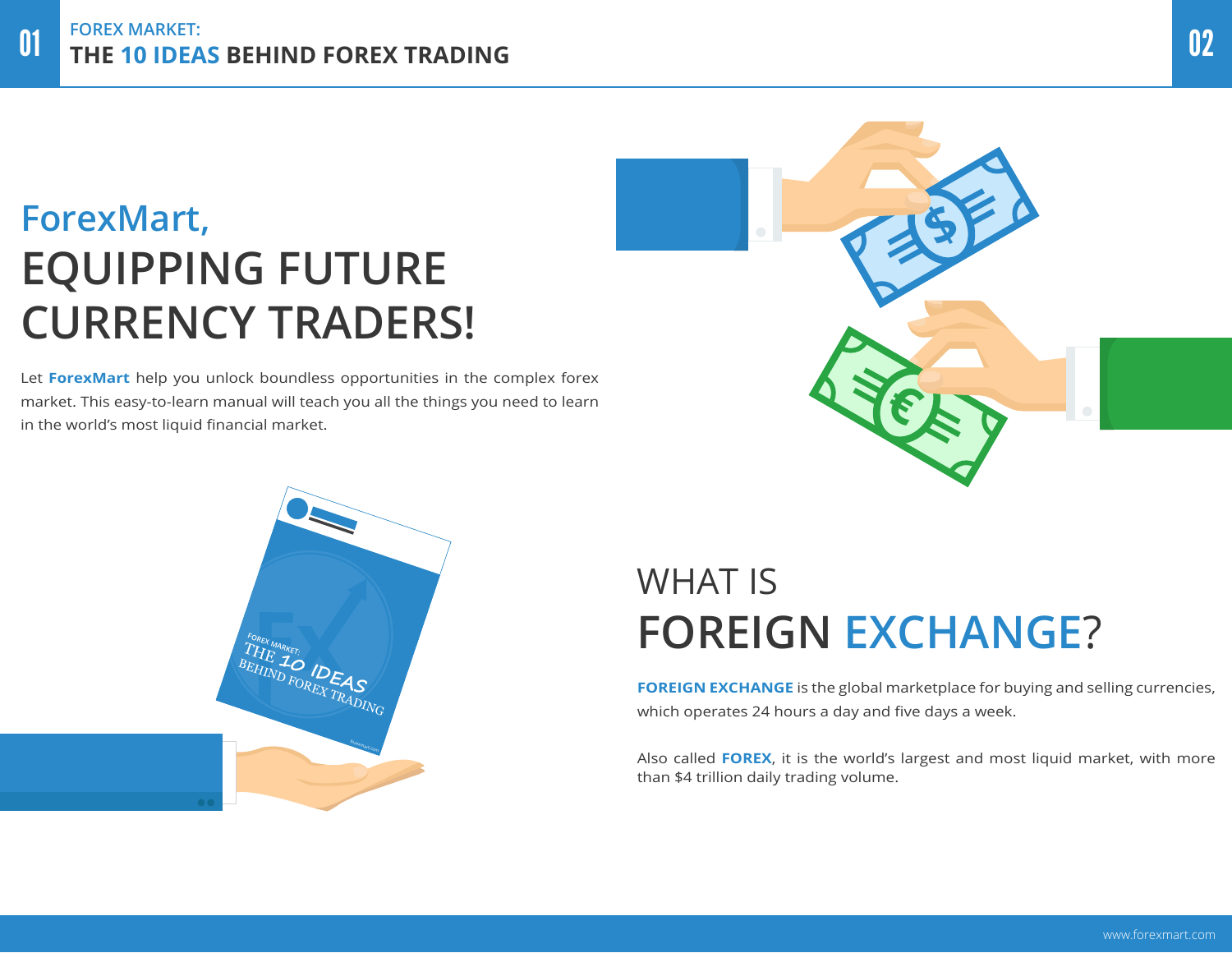# ForexMart,

# EQUIPPING FUTURE CURRENCY TRADERS!

Let **ForexMart** help you unlock boundless opportunities in the complex forex market. This easy-to-learn manual will teach you all the things you need to learn in the world's most liquid financial market.

## WHAT IS FOREIGN EXCHANGE?

**FOREIGN EXCHANGE** is the global marketplace for buying and selling currencies, which operates 24 hours a day and five days a week.

Also called **FOREX**, it is the world's largest and most liquid market, with more than $4 trillion daily trading volume.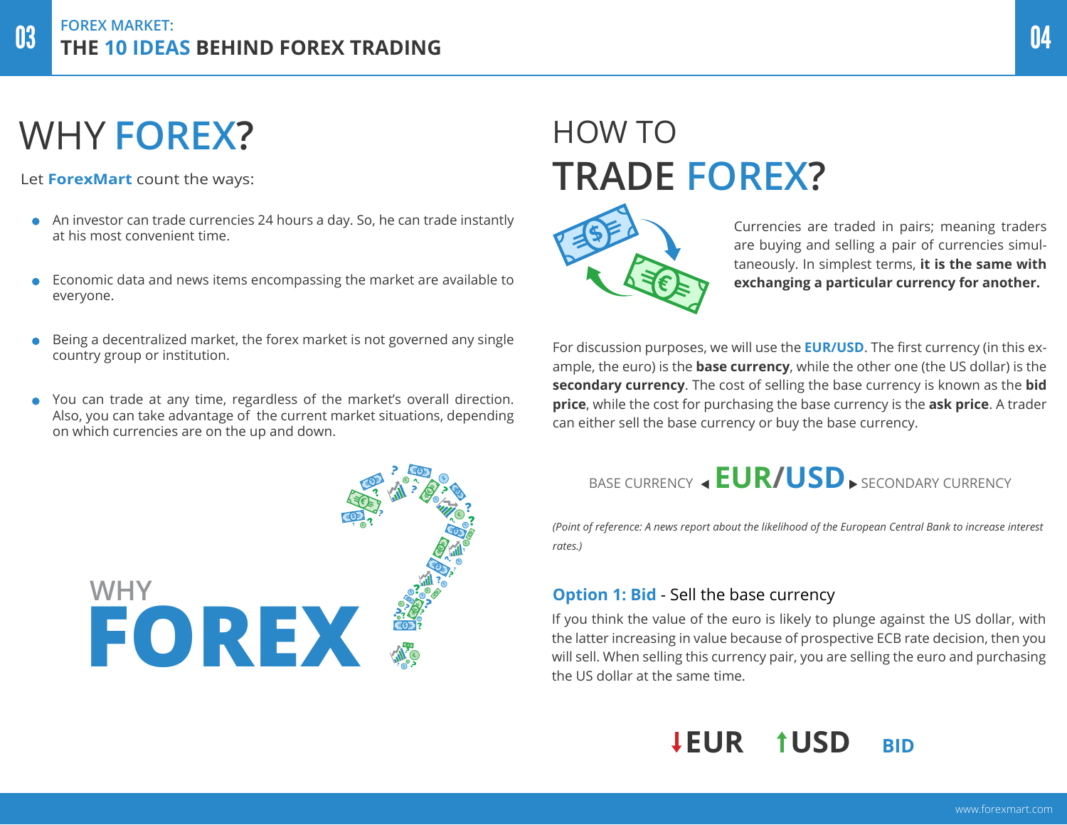# WHY FOREX?

Let **ForexMart** count the ways:

- An investor can trade currencies 24 hours a day. So, he can trade instantly at his most convenient time.
- Economic data and news items encompassing the market are available to everyone.
- Being a decentralized market, the forex market is not governed any single country group or institution.
- You can trade at any time, regardless of the market's overall direction. Also, you can take advantage of the current market situations, depending on which currencies are on the up and down.

WHY
**FOREX**

# HOW TO TRADE FOREX?

Currencies are traded in pairs; meaning traders are buying and selling a pair of currencies simultaneously. In simplest terms, **it is the same with exchanging a particular currency for another.**

For discussion purposes, we will use the **EUR/USD**. The first currency (in this example, the euro) is the **base currency**, while the other one (the US dollar) is the **secondary currency**. The cost of selling the base currency is known as the **bid price**, while the cost for purchasing the base currency is the **ask price**. A trader can either sell the base currency or buy the base currency.

BASE CURRENCY ◂ **EUR/USD** ▸ SECONDARY CURRENCY

*(Point of reference: A news report about the likelihood of the European Central Bank to increase interest rates.)*

### Option 1: Bid - Sell the base currency

If you think the value of the euro is likely to plunge against the US dollar, with the latter increasing in value because of prospective ECB rate decision, then you will sell. When selling this currency pair, you are selling the euro and purchasing the US dollar at the same time.

**↓EUR ↑USD BID**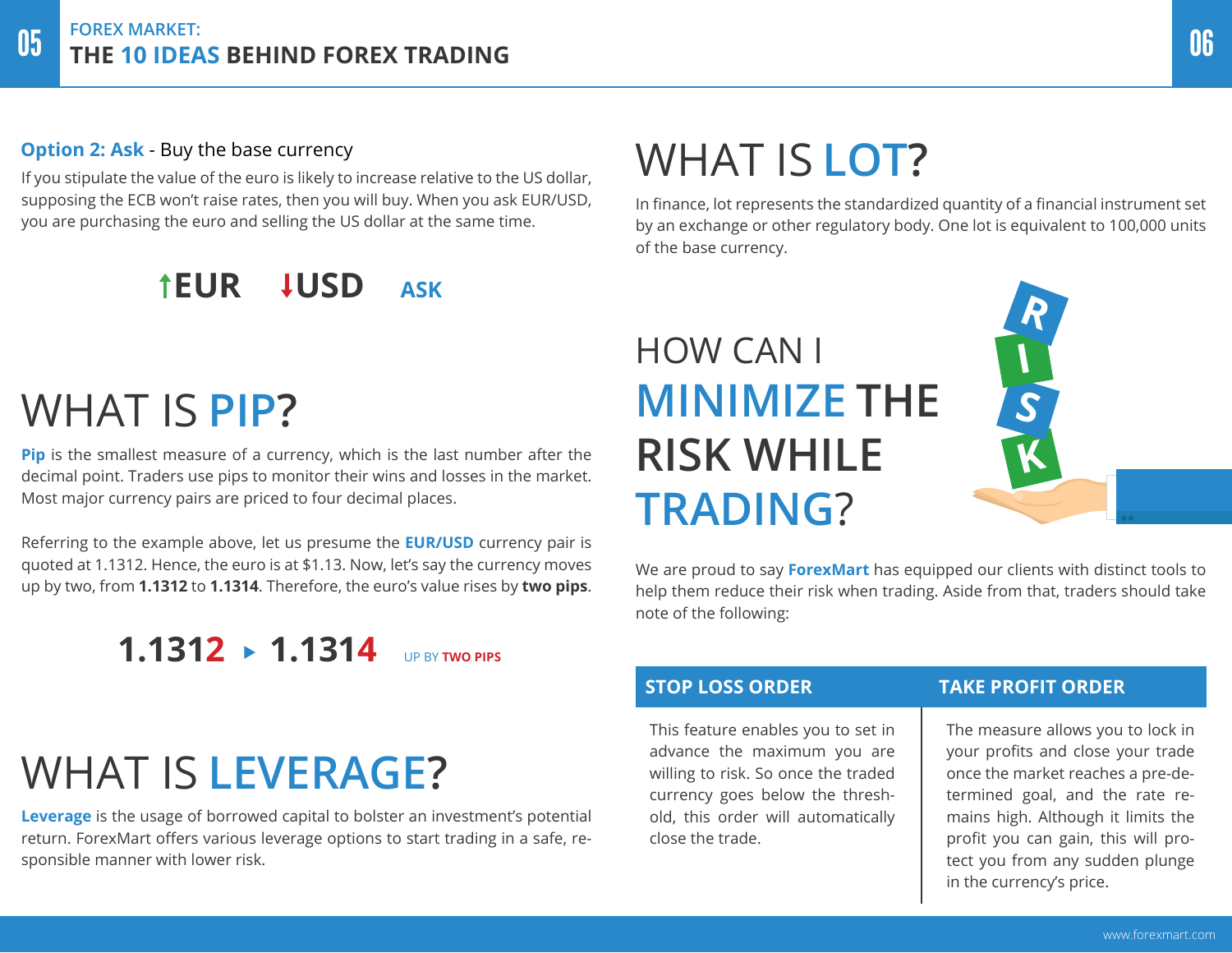**Option 2: Ask** - Buy the base currency

If you stipulate the value of the euro is likely to increase relative to the US dollar, supposing the ECB won't raise rates, then you will buy. When you ask EUR/USD, you are purchasing the euro and selling the US dollar at the same time.

↑EUR ↓USD ASK

# WHAT IS PIP?

**Pip** is the smallest measure of a currency, which is the last number after the decimal point. Traders use pips to monitor their wins and losses in the market. Most major currency pairs are priced to four decimal places.

Referring to the example above, let us presume the **EUR/USD** currency pair is quoted at 1.1312. Hence, the euro is at $1.13. Now, let's say the currency moves up by two, from **1.1312** to **1.1314**. Therefore, the euro's value rises by **two pips**.

**1.1312** ▸ **1.1314** UP BY **TWO PIPS**

# WHAT IS LEVERAGE?

**Leverage** is the usage of borrowed capital to bolster an investment's potential return. ForexMart offers various leverage options to start trading in a safe, responsible manner with lower risk.

# WHAT IS LOT?

In finance, lot represents the standardized quantity of a financial instrument set by an exchange or other regulatory body. One lot is equivalent to 100,000 units of the base currency.

# HOW CAN I MINIMIZE THE RISK WHILE TRADING?

We are proud to say **ForexMart** has equipped our clients with distinct tools to help them reduce their risk when trading. Aside from that, traders should take note of the following:

| STOP LOSS ORDER | TAKE PROFIT ORDER |
| --- | --- |
| This feature enables you to set in advance the maximum you are willing to risk. So once the traded currency goes below the threshold, this order will automatically close the trade. | The measure allows you to lock in your profits and close your trade once the market reaches a pre-determined goal, and the rate remains high. Although it limits the profit you can gain, this will protect you from any sudden plunge in the currency's price. |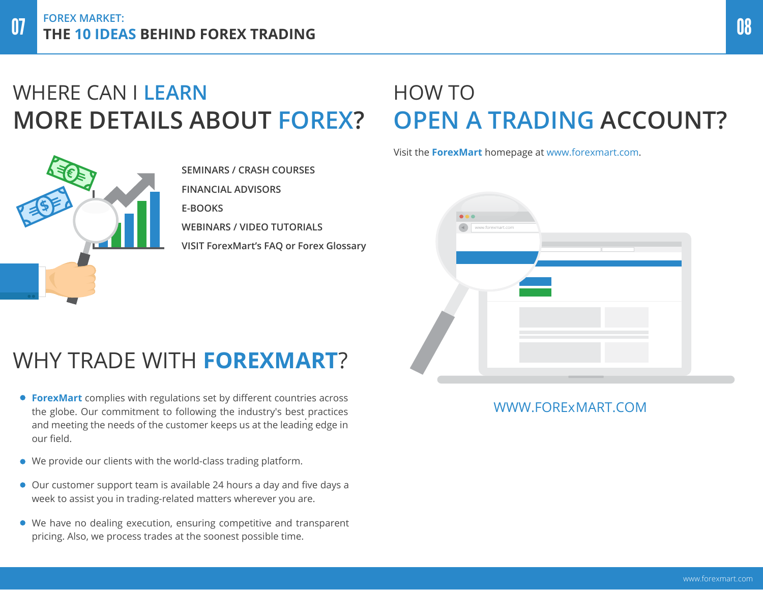## WHERE CAN I LEARN MORE DETAILS ABOUT FOREX?

SEMINARS / CRASH COURSES

FINANCIAL ADVISORS

E-BOOKS

WEBINARS / VIDEO TUTORIALS

VISIT ForexMart's FAQ or Forex Glossary

## WHY TRADE WITH FOREXMART?

- **ForexMart** complies with regulations set by different countries across the globe. Our commitment to following the industry's best practices and meeting the needs of the customer keeps us at the leading edge in our field.
- We provide our clients with the world-class trading platform.
- Our customer support team is available 24 hours a day and five days a week to assist you in trading-related matters wherever you are.
- We have no dealing execution, ensuring competitive and transparent pricing. Also, we process trades at the soonest possible time.

## HOW TO OPEN A TRADING ACCOUNT?

Visit the **ForexMart** homepage at www.forexmart.com.

WWW.FOREXMART.COM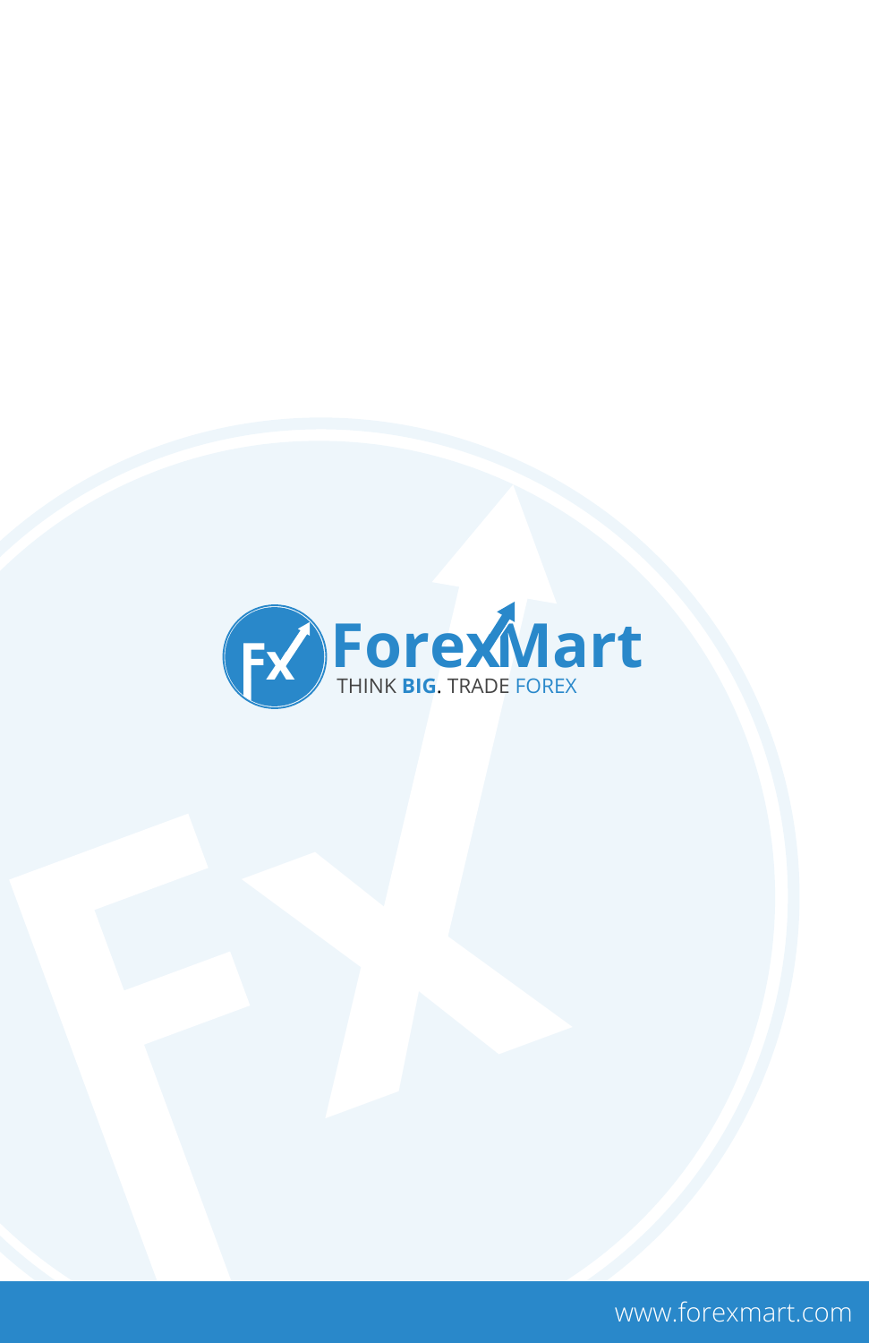ForexMart

THINK **BIG**. TRADE FOREX

www.forexmart.com